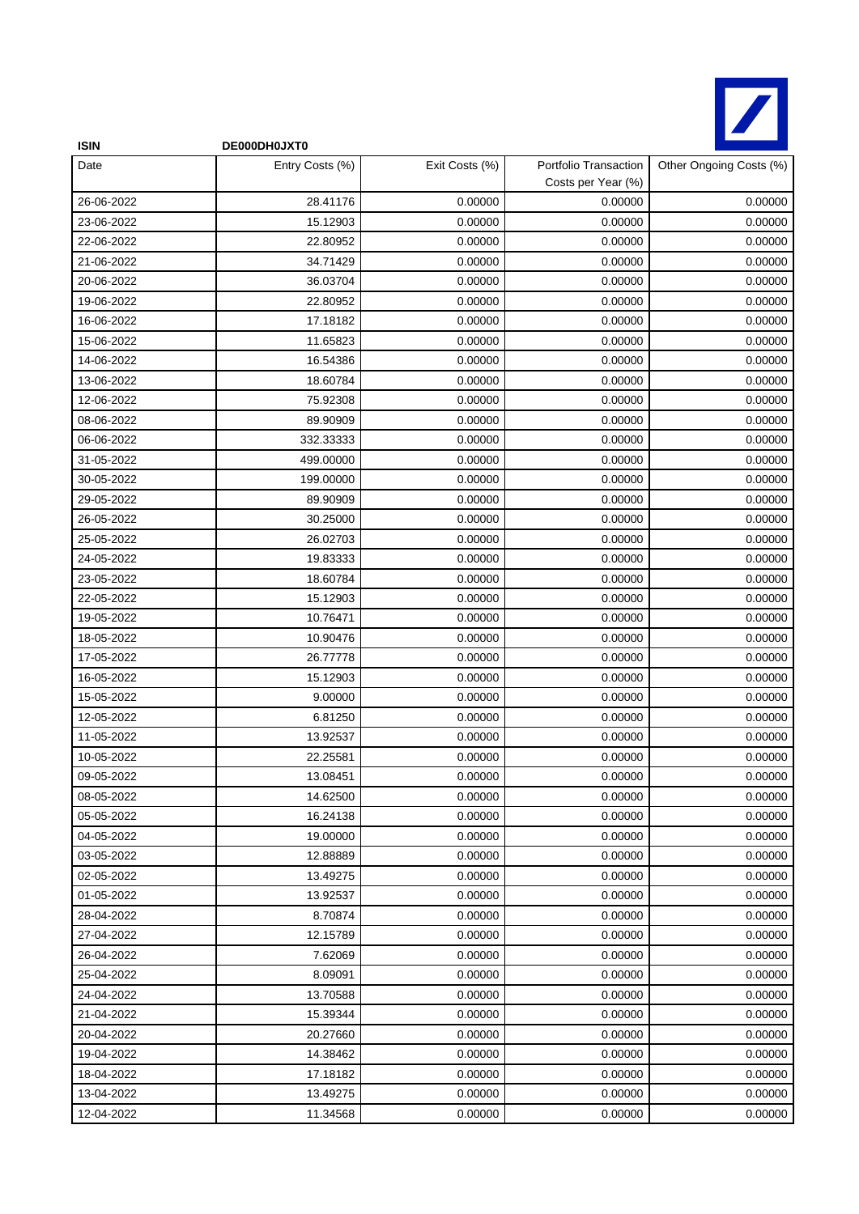**ISIN** **DE000DH0JXT0**

| Date | Entry Costs (%) | Exit Costs (%) | Portfolio Transaction Costs per Year (%) | Other Ongoing Costs (%) |
|---|---|---|---|---|
| 26-06-2022 | 28.41176 | 0.00000 | 0.00000 | 0.00000 |
| 23-06-2022 | 15.12903 | 0.00000 | 0.00000 | 0.00000 |
| 22-06-2022 | 22.80952 | 0.00000 | 0.00000 | 0.00000 |
| 21-06-2022 | 34.71429 | 0.00000 | 0.00000 | 0.00000 |
| 20-06-2022 | 36.03704 | 0.00000 | 0.00000 | 0.00000 |
| 19-06-2022 | 22.80952 | 0.00000 | 0.00000 | 0.00000 |
| 16-06-2022 | 17.18182 | 0.00000 | 0.00000 | 0.00000 |
| 15-06-2022 | 11.65823 | 0.00000 | 0.00000 | 0.00000 |
| 14-06-2022 | 16.54386 | 0.00000 | 0.00000 | 0.00000 |
| 13-06-2022 | 18.60784 | 0.00000 | 0.00000 | 0.00000 |
| 12-06-2022 | 75.92308 | 0.00000 | 0.00000 | 0.00000 |
| 08-06-2022 | 89.90909 | 0.00000 | 0.00000 | 0.00000 |
| 06-06-2022 | 332.33333 | 0.00000 | 0.00000 | 0.00000 |
| 31-05-2022 | 499.00000 | 0.00000 | 0.00000 | 0.00000 |
| 30-05-2022 | 199.00000 | 0.00000 | 0.00000 | 0.00000 |
| 29-05-2022 | 89.90909 | 0.00000 | 0.00000 | 0.00000 |
| 26-05-2022 | 30.25000 | 0.00000 | 0.00000 | 0.00000 |
| 25-05-2022 | 26.02703 | 0.00000 | 0.00000 | 0.00000 |
| 24-05-2022 | 19.83333 | 0.00000 | 0.00000 | 0.00000 |
| 23-05-2022 | 18.60784 | 0.00000 | 0.00000 | 0.00000 |
| 22-05-2022 | 15.12903 | 0.00000 | 0.00000 | 0.00000 |
| 19-05-2022 | 10.76471 | 0.00000 | 0.00000 | 0.00000 |
| 18-05-2022 | 10.90476 | 0.00000 | 0.00000 | 0.00000 |
| 17-05-2022 | 26.77778 | 0.00000 | 0.00000 | 0.00000 |
| 16-05-2022 | 15.12903 | 0.00000 | 0.00000 | 0.00000 |
| 15-05-2022 | 9.00000 | 0.00000 | 0.00000 | 0.00000 |
| 12-05-2022 | 6.81250 | 0.00000 | 0.00000 | 0.00000 |
| 11-05-2022 | 13.92537 | 0.00000 | 0.00000 | 0.00000 |
| 10-05-2022 | 22.25581 | 0.00000 | 0.00000 | 0.00000 |
| 09-05-2022 | 13.08451 | 0.00000 | 0.00000 | 0.00000 |
| 08-05-2022 | 14.62500 | 0.00000 | 0.00000 | 0.00000 |
| 05-05-2022 | 16.24138 | 0.00000 | 0.00000 | 0.00000 |
| 04-05-2022 | 19.00000 | 0.00000 | 0.00000 | 0.00000 |
| 03-05-2022 | 12.88889 | 0.00000 | 0.00000 | 0.00000 |
| 02-05-2022 | 13.49275 | 0.00000 | 0.00000 | 0.00000 |
| 01-05-2022 | 13.92537 | 0.00000 | 0.00000 | 0.00000 |
| 28-04-2022 | 8.70874 | 0.00000 | 0.00000 | 0.00000 |
| 27-04-2022 | 12.15789 | 0.00000 | 0.00000 | 0.00000 |
| 26-04-2022 | 7.62069 | 0.00000 | 0.00000 | 0.00000 |
| 25-04-2022 | 8.09091 | 0.00000 | 0.00000 | 0.00000 |
| 24-04-2022 | 13.70588 | 0.00000 | 0.00000 | 0.00000 |
| 21-04-2022 | 15.39344 | 0.00000 | 0.00000 | 0.00000 |
| 20-04-2022 | 20.27660 | 0.00000 | 0.00000 | 0.00000 |
| 19-04-2022 | 14.38462 | 0.00000 | 0.00000 | 0.00000 |
| 18-04-2022 | 17.18182 | 0.00000 | 0.00000 | 0.00000 |
| 13-04-2022 | 13.49275 | 0.00000 | 0.00000 | 0.00000 |
| 12-04-2022 | 11.34568 | 0.00000 | 0.00000 | 0.00000 |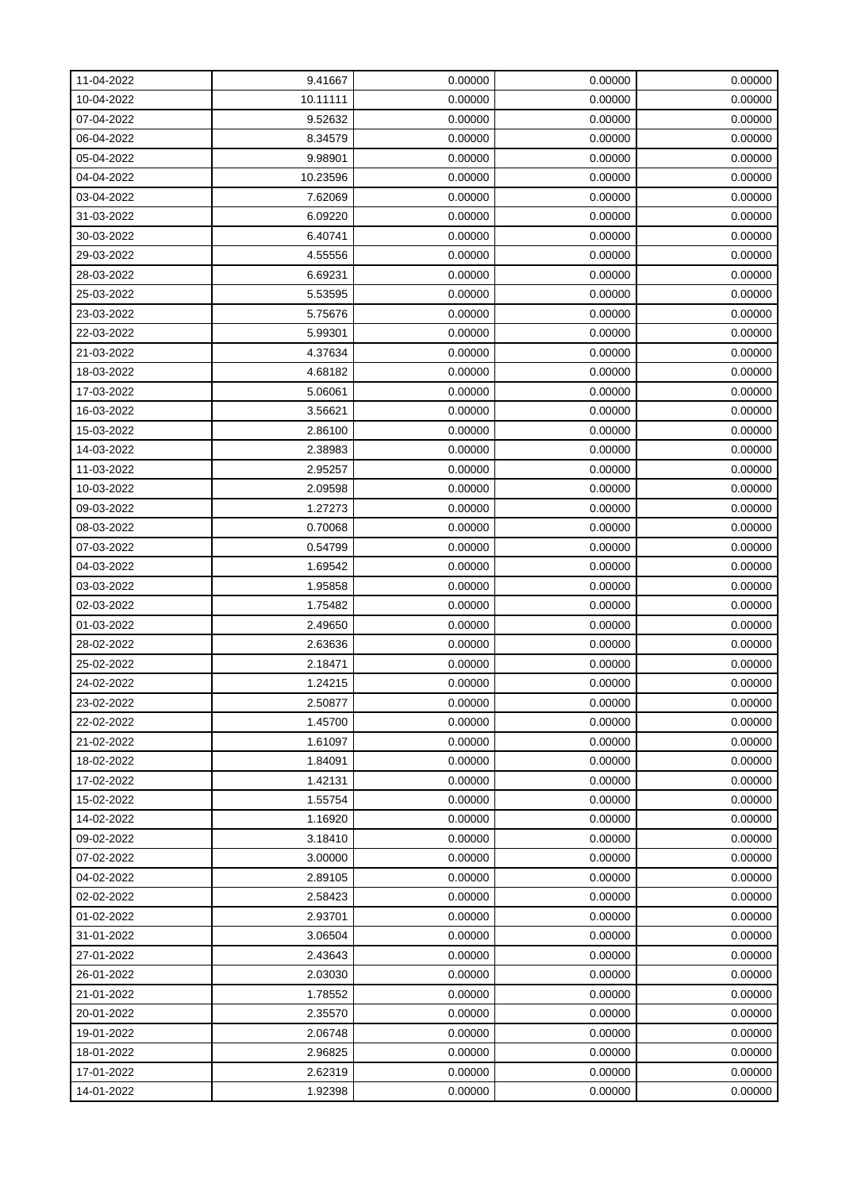| | | | | |
|---|---|---|---|---|
| 11-04-2022 | 9.41667 | 0.00000 | 0.00000 | 0.00000 |
| 10-04-2022 | 10.11111 | 0.00000 | 0.00000 | 0.00000 |
| 07-04-2022 | 9.52632 | 0.00000 | 0.00000 | 0.00000 |
| 06-04-2022 | 8.34579 | 0.00000 | 0.00000 | 0.00000 |
| 05-04-2022 | 9.98901 | 0.00000 | 0.00000 | 0.00000 |
| 04-04-2022 | 10.23596 | 0.00000 | 0.00000 | 0.00000 |
| 03-04-2022 | 7.62069 | 0.00000 | 0.00000 | 0.00000 |
| 31-03-2022 | 6.09220 | 0.00000 | 0.00000 | 0.00000 |
| 30-03-2022 | 6.40741 | 0.00000 | 0.00000 | 0.00000 |
| 29-03-2022 | 4.55556 | 0.00000 | 0.00000 | 0.00000 |
| 28-03-2022 | 6.69231 | 0.00000 | 0.00000 | 0.00000 |
| 25-03-2022 | 5.53595 | 0.00000 | 0.00000 | 0.00000 |
| 23-03-2022 | 5.75676 | 0.00000 | 0.00000 | 0.00000 |
| 22-03-2022 | 5.99301 | 0.00000 | 0.00000 | 0.00000 |
| 21-03-2022 | 4.37634 | 0.00000 | 0.00000 | 0.00000 |
| 18-03-2022 | 4.68182 | 0.00000 | 0.00000 | 0.00000 |
| 17-03-2022 | 5.06061 | 0.00000 | 0.00000 | 0.00000 |
| 16-03-2022 | 3.56621 | 0.00000 | 0.00000 | 0.00000 |
| 15-03-2022 | 2.86100 | 0.00000 | 0.00000 | 0.00000 |
| 14-03-2022 | 2.38983 | 0.00000 | 0.00000 | 0.00000 |
| 11-03-2022 | 2.95257 | 0.00000 | 0.00000 | 0.00000 |
| 10-03-2022 | 2.09598 | 0.00000 | 0.00000 | 0.00000 |
| 09-03-2022 | 1.27273 | 0.00000 | 0.00000 | 0.00000 |
| 08-03-2022 | 0.70068 | 0.00000 | 0.00000 | 0.00000 |
| 07-03-2022 | 0.54799 | 0.00000 | 0.00000 | 0.00000 |
| 04-03-2022 | 1.69542 | 0.00000 | 0.00000 | 0.00000 |
| 03-03-2022 | 1.95858 | 0.00000 | 0.00000 | 0.00000 |
| 02-03-2022 | 1.75482 | 0.00000 | 0.00000 | 0.00000 |
| 01-03-2022 | 2.49650 | 0.00000 | 0.00000 | 0.00000 |
| 28-02-2022 | 2.63636 | 0.00000 | 0.00000 | 0.00000 |
| 25-02-2022 | 2.18471 | 0.00000 | 0.00000 | 0.00000 |
| 24-02-2022 | 1.24215 | 0.00000 | 0.00000 | 0.00000 |
| 23-02-2022 | 2.50877 | 0.00000 | 0.00000 | 0.00000 |
| 22-02-2022 | 1.45700 | 0.00000 | 0.00000 | 0.00000 |
| 21-02-2022 | 1.61097 | 0.00000 | 0.00000 | 0.00000 |
| 18-02-2022 | 1.84091 | 0.00000 | 0.00000 | 0.00000 |
| 17-02-2022 | 1.42131 | 0.00000 | 0.00000 | 0.00000 |
| 15-02-2022 | 1.55754 | 0.00000 | 0.00000 | 0.00000 |
| 14-02-2022 | 1.16920 | 0.00000 | 0.00000 | 0.00000 |
| 09-02-2022 | 3.18410 | 0.00000 | 0.00000 | 0.00000 |
| 07-02-2022 | 3.00000 | 0.00000 | 0.00000 | 0.00000 |
| 04-02-2022 | 2.89105 | 0.00000 | 0.00000 | 0.00000 |
| 02-02-2022 | 2.58423 | 0.00000 | 0.00000 | 0.00000 |
| 01-02-2022 | 2.93701 | 0.00000 | 0.00000 | 0.00000 |
| 31-01-2022 | 3.06504 | 0.00000 | 0.00000 | 0.00000 |
| 27-01-2022 | 2.43643 | 0.00000 | 0.00000 | 0.00000 |
| 26-01-2022 | 2.03030 | 0.00000 | 0.00000 | 0.00000 |
| 21-01-2022 | 1.78552 | 0.00000 | 0.00000 | 0.00000 |
| 20-01-2022 | 2.35570 | 0.00000 | 0.00000 | 0.00000 |
| 19-01-2022 | 2.06748 | 0.00000 | 0.00000 | 0.00000 |
| 18-01-2022 | 2.96825 | 0.00000 | 0.00000 | 0.00000 |
| 17-01-2022 | 2.62319 | 0.00000 | 0.00000 | 0.00000 |
| 14-01-2022 | 1.92398 | 0.00000 | 0.00000 | 0.00000 |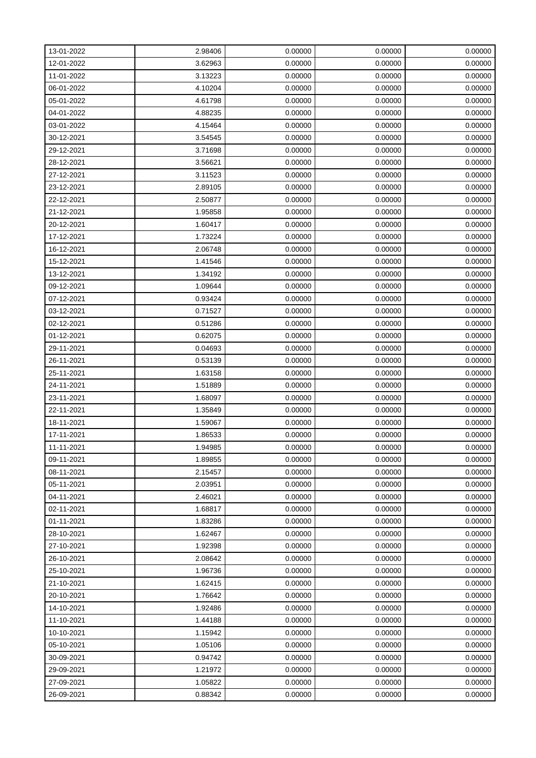| | | | | |
|---|---|---|---|---|
| 13-01-2022 | 2.98406 | 0.00000 | 0.00000 | 0.00000 |
| 12-01-2022 | 3.62963 | 0.00000 | 0.00000 | 0.00000 |
| 11-01-2022 | 3.13223 | 0.00000 | 0.00000 | 0.00000 |
| 06-01-2022 | 4.10204 | 0.00000 | 0.00000 | 0.00000 |
| 05-01-2022 | 4.61798 | 0.00000 | 0.00000 | 0.00000 |
| 04-01-2022 | 4.88235 | 0.00000 | 0.00000 | 0.00000 |
| 03-01-2022 | 4.15464 | 0.00000 | 0.00000 | 0.00000 |
| 30-12-2021 | 3.54545 | 0.00000 | 0.00000 | 0.00000 |
| 29-12-2021 | 3.71698 | 0.00000 | 0.00000 | 0.00000 |
| 28-12-2021 | 3.56621 | 0.00000 | 0.00000 | 0.00000 |
| 27-12-2021 | 3.11523 | 0.00000 | 0.00000 | 0.00000 |
| 23-12-2021 | 2.89105 | 0.00000 | 0.00000 | 0.00000 |
| 22-12-2021 | 2.50877 | 0.00000 | 0.00000 | 0.00000 |
| 21-12-2021 | 1.95858 | 0.00000 | 0.00000 | 0.00000 |
| 20-12-2021 | 1.60417 | 0.00000 | 0.00000 | 0.00000 |
| 17-12-2021 | 1.73224 | 0.00000 | 0.00000 | 0.00000 |
| 16-12-2021 | 2.06748 | 0.00000 | 0.00000 | 0.00000 |
| 15-12-2021 | 1.41546 | 0.00000 | 0.00000 | 0.00000 |
| 13-12-2021 | 1.34192 | 0.00000 | 0.00000 | 0.00000 |
| 09-12-2021 | 1.09644 | 0.00000 | 0.00000 | 0.00000 |
| 07-12-2021 | 0.93424 | 0.00000 | 0.00000 | 0.00000 |
| 03-12-2021 | 0.71527 | 0.00000 | 0.00000 | 0.00000 |
| 02-12-2021 | 0.51286 | 0.00000 | 0.00000 | 0.00000 |
| 01-12-2021 | 0.62075 | 0.00000 | 0.00000 | 0.00000 |
| 29-11-2021 | 0.04693 | 0.00000 | 0.00000 | 0.00000 |
| 26-11-2021 | 0.53139 | 0.00000 | 0.00000 | 0.00000 |
| 25-11-2021 | 1.63158 | 0.00000 | 0.00000 | 0.00000 |
| 24-11-2021 | 1.51889 | 0.00000 | 0.00000 | 0.00000 |
| 23-11-2021 | 1.68097 | 0.00000 | 0.00000 | 0.00000 |
| 22-11-2021 | 1.35849 | 0.00000 | 0.00000 | 0.00000 |
| 18-11-2021 | 1.59067 | 0.00000 | 0.00000 | 0.00000 |
| 17-11-2021 | 1.86533 | 0.00000 | 0.00000 | 0.00000 |
| 11-11-2021 | 1.94985 | 0.00000 | 0.00000 | 0.00000 |
| 09-11-2021 | 1.89855 | 0.00000 | 0.00000 | 0.00000 |
| 08-11-2021 | 2.15457 | 0.00000 | 0.00000 | 0.00000 |
| 05-11-2021 | 2.03951 | 0.00000 | 0.00000 | 0.00000 |
| 04-11-2021 | 2.46021 | 0.00000 | 0.00000 | 0.00000 |
| 02-11-2021 | 1.68817 | 0.00000 | 0.00000 | 0.00000 |
| 01-11-2021 | 1.83286 | 0.00000 | 0.00000 | 0.00000 |
| 28-10-2021 | 1.62467 | 0.00000 | 0.00000 | 0.00000 |
| 27-10-2021 | 1.92398 | 0.00000 | 0.00000 | 0.00000 |
| 26-10-2021 | 2.08642 | 0.00000 | 0.00000 | 0.00000 |
| 25-10-2021 | 1.96736 | 0.00000 | 0.00000 | 0.00000 |
| 21-10-2021 | 1.62415 | 0.00000 | 0.00000 | 0.00000 |
| 20-10-2021 | 1.76642 | 0.00000 | 0.00000 | 0.00000 |
| 14-10-2021 | 1.92486 | 0.00000 | 0.00000 | 0.00000 |
| 11-10-2021 | 1.44188 | 0.00000 | 0.00000 | 0.00000 |
| 10-10-2021 | 1.15942 | 0.00000 | 0.00000 | 0.00000 |
| 05-10-2021 | 1.05106 | 0.00000 | 0.00000 | 0.00000 |
| 30-09-2021 | 0.94742 | 0.00000 | 0.00000 | 0.00000 |
| 29-09-2021 | 1.21972 | 0.00000 | 0.00000 | 0.00000 |
| 27-09-2021 | 1.05822 | 0.00000 | 0.00000 | 0.00000 |
| 26-09-2021 | 0.88342 | 0.00000 | 0.00000 | 0.00000 |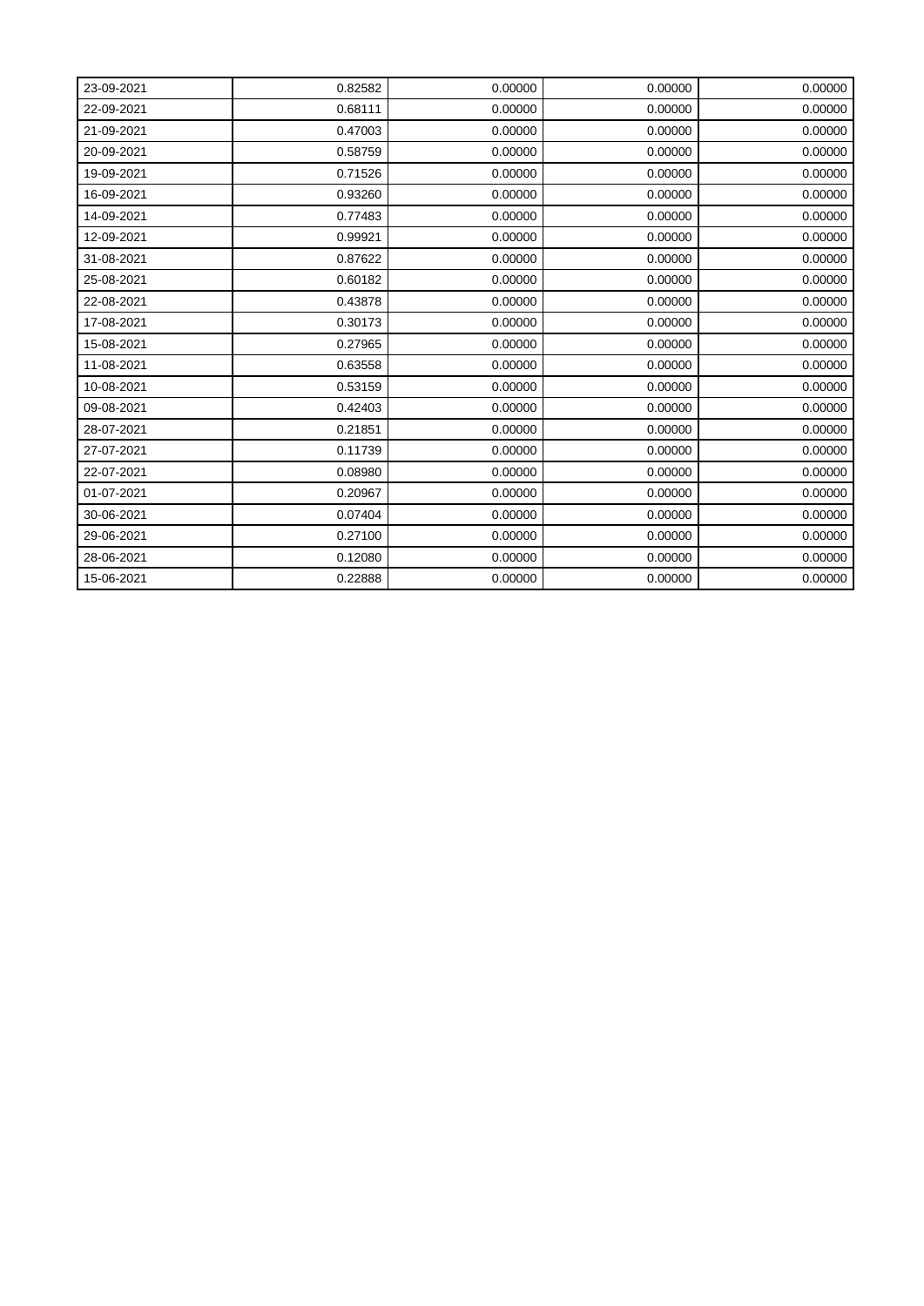| | | | | |
|---|---|---|---|---|
| 23-09-2021 | 0.82582 | 0.00000 | 0.00000 | 0.00000 |
| 22-09-2021 | 0.68111 | 0.00000 | 0.00000 | 0.00000 |
| 21-09-2021 | 0.47003 | 0.00000 | 0.00000 | 0.00000 |
| 20-09-2021 | 0.58759 | 0.00000 | 0.00000 | 0.00000 |
| 19-09-2021 | 0.71526 | 0.00000 | 0.00000 | 0.00000 |
| 16-09-2021 | 0.93260 | 0.00000 | 0.00000 | 0.00000 |
| 14-09-2021 | 0.77483 | 0.00000 | 0.00000 | 0.00000 |
| 12-09-2021 | 0.99921 | 0.00000 | 0.00000 | 0.00000 |
| 31-08-2021 | 0.87622 | 0.00000 | 0.00000 | 0.00000 |
| 25-08-2021 | 0.60182 | 0.00000 | 0.00000 | 0.00000 |
| 22-08-2021 | 0.43878 | 0.00000 | 0.00000 | 0.00000 |
| 17-08-2021 | 0.30173 | 0.00000 | 0.00000 | 0.00000 |
| 15-08-2021 | 0.27965 | 0.00000 | 0.00000 | 0.00000 |
| 11-08-2021 | 0.63558 | 0.00000 | 0.00000 | 0.00000 |
| 10-08-2021 | 0.53159 | 0.00000 | 0.00000 | 0.00000 |
| 09-08-2021 | 0.42403 | 0.00000 | 0.00000 | 0.00000 |
| 28-07-2021 | 0.21851 | 0.00000 | 0.00000 | 0.00000 |
| 27-07-2021 | 0.11739 | 0.00000 | 0.00000 | 0.00000 |
| 22-07-2021 | 0.08980 | 0.00000 | 0.00000 | 0.00000 |
| 01-07-2021 | 0.20967 | 0.00000 | 0.00000 | 0.00000 |
| 30-06-2021 | 0.07404 | 0.00000 | 0.00000 | 0.00000 |
| 29-06-2021 | 0.27100 | 0.00000 | 0.00000 | 0.00000 |
| 28-06-2021 | 0.12080 | 0.00000 | 0.00000 | 0.00000 |
| 15-06-2021 | 0.22888 | 0.00000 | 0.00000 | 0.00000 |